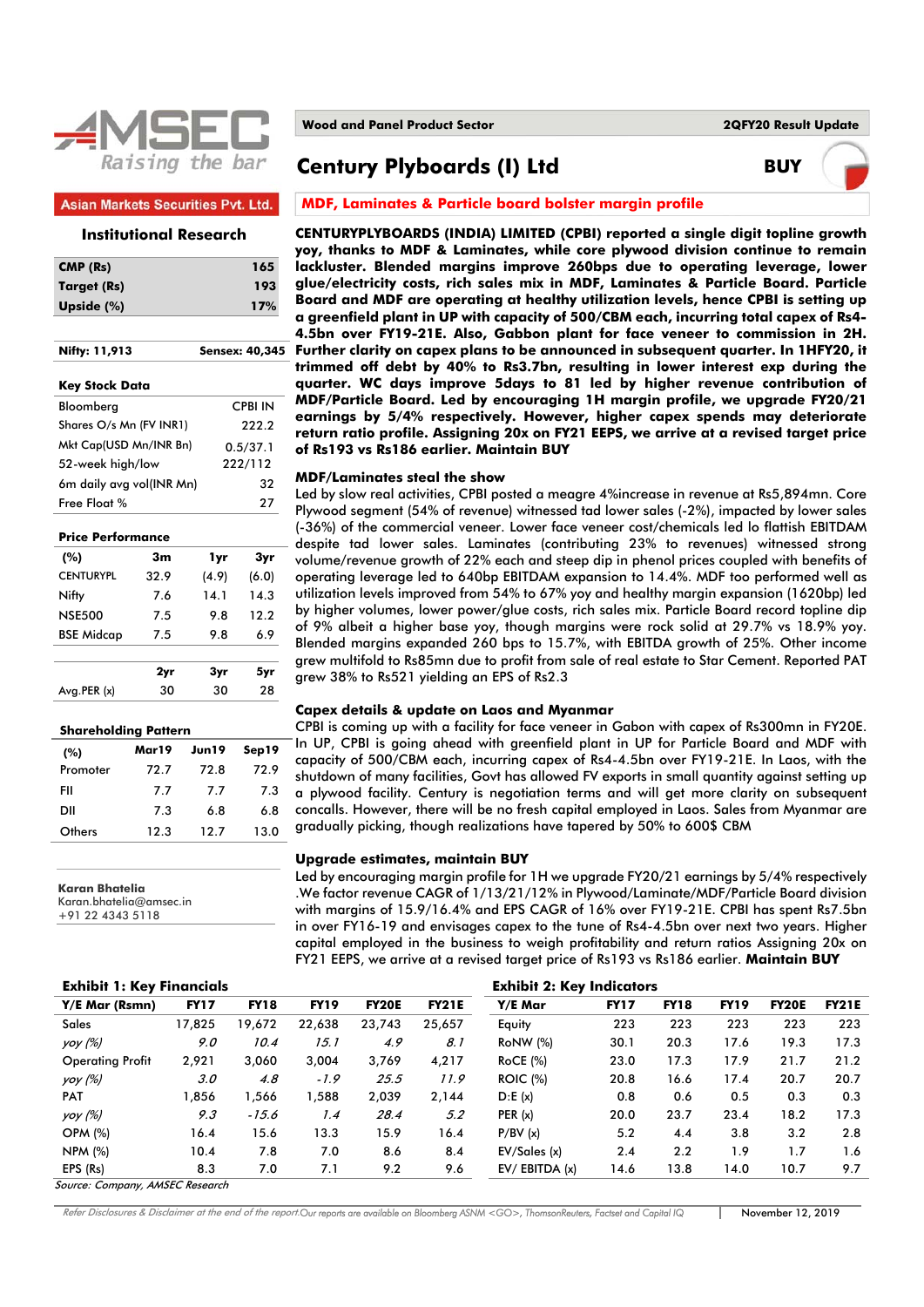AMSEC Raising the bar

Asian Markets Securities Pvt. Ltd.

Institutional Research

| CMP (Rs) | 165 |
|---|---|
| Target (Rs) | 193 |
| Upside (%) | 17% |

Nifty: 11,913 Sensex: 40,345

**Key Stock Data**

| Bloomberg | CPBI IN |
|---|---|
| Shares O/s Mn (FV INR1) | 222.2 |
| Mkt Cap(USD Mn/INR Bn) | 0.5/37.1 |
| 52-week high/low | 222/112 |
| 6m daily avg vol(INR Mn) | 32 |
| Free Float % | 27 |

**Price Performance**

| (%) | 3m | 1yr | 3yr |
|---|---|---|---|
| CENTURYPL | 32.9 | (4.9) | (6.0) |
| Nifty | 7.6 | 14.1 | 14.3 |
| NSE500 | 7.5 | 9.8 | 12.2 |
| BSE Midcap | 7.5 | 9.8 | 6.9 |

| | 2yr | 3yr | 5yr |
|---|---|---|---|
| Avg.PER (x) | 30 | 30 | 28 |

**Shareholding Pattern**

| (%) | Mar19 | Jun19 | Sep19 |
|---|---|---|---|
| Promoter | 72.7 | 72.8 | 72.9 |
| FII | 7.7 | 7.7 | 7.3 |
| DII | 7.3 | 6.8 | 6.8 |
| Others | 12.3 | 12.7 | 13.0 |

**Karan Bhatelia**
Karan.bhatelia@amsec.in
+91 22 4343 5118

Wood and Panel Product Sector — 2QFY20 Result Update

# Century Plyboards (I) Ltd — BUY

## MDF, Laminates & Particle board bolster margin profile

**CENTURYPLYBOARDS (INDIA) LIMITED (CPBI) reported a single digit topline growth yoy, thanks to MDF & Laminates, while core plywood division continue to remain lackluster. Blended margins improve 260bps due to operating leverage, lower glue/electricity costs, rich sales mix in MDF, Laminates & Particle Board. Particle Board and MDF are operating at healthy utilization levels, hence CPBI is setting up a greenfield plant in UP with capacity of 500/CBM each, incurring total capex of Rs4-4.5bn over FY19-21E. Also, Gabbon plant for face veneer to commission in 2H. Further clarity on capex plans to be announced in subsequent quarter. In 1HFY20, it trimmed off debt by 40% to Rs3.7bn, resulting in lower interest exp during the quarter. WC days improve 5days to 81 led by higher revenue contribution of MDF/Particle Board. Led by encouraging 1H margin profile, we upgrade FY20/21 earnings by 5/4% respectively. However, higher capex spends may deteriorate return ratio profile. Assigning 20x on FY21 EEPS, we arrive at a revised target price of Rs193 vs Rs186 earlier. Maintain BUY**

### MDF/Laminates steal the show

Led by slow real activities, CPBI posted a meagre 4%increase in revenue at Rs5,894mn. Core Plywood segment (54% of revenue) witnessed tad lower sales (-2%), impacted by lower sales (-36%) of the commercial veneer. Lower face veneer cost/chemicals led lo flattish EBITDAM despite tad lower sales. Laminates (contributing 23% to revenues) witnessed strong volume/revenue growth of 22% each and steep dip in phenol prices coupled with benefits of operating leverage led to 640bp EBITDAM expansion to 14.4%. MDF too performed well as utilization levels improved from 54% to 67% yoy and healthy margin expansion (1620bp) led by higher volumes, lower power/glue costs, rich sales mix. Particle Board record topline dip of 9% albeit a higher base yoy, though margins were rock solid at 29.7% vs 18.9% yoy. Blended margins expanded 260 bps to 15.7%, with EBITDA growth of 25%. Other income grew multifold to Rs85mn due to profit from sale of real estate to Star Cement. Reported PAT grew 38% to Rs521 yielding an EPS of Rs2.3

### Capex details & update on Laos and Myanmar

CPBI is coming up with a facility for face veneer in Gabon with capex of Rs300mn in FY20E. In UP, CPBI is going ahead with greenfield plant in UP for Particle Board and MDF with capacity of 500/CBM each, incurring capex of Rs4-4.5bn over FY19-21E. In Laos, with the shutdown of many facilities, Govt has allowed FV exports in small quantity against setting up a plywood facility. Century is negotiation terms and will get more clarity on subsequent concalls. However, there will be no fresh capital employed in Laos. Sales from Myanmar are gradually picking, though realizations have tapered by 50% to 600$ CBM

### Upgrade estimates, maintain BUY

Led by encouraging margin profile for 1H we upgrade FY20/21 earnings by 5/4% respectively .We factor revenue CAGR of 1/13/21/12% in Plywood/Laminate/MDF/Particle Board division with margins of 15.9/16.4% and EPS CAGR of 16% over FY19-21E. CPBI has spent Rs7.5bn in over FY16-19 and envisages capex to the tune of Rs4-4.5bn over next two years. Higher capital employed in the business to weigh profitability and return ratios Assigning 20x on FY21 EEPS, we arrive at a revised target price of Rs193 vs Rs186 earlier. **Maintain BUY**

**Exhibit 1: Key Financials**

| Y/E Mar (Rsmn) | FY17 | FY18 | FY19 | FY20E | FY21E |
|---|---|---|---|---|---|
| Sales | 17,825 | 19,672 | 22,638 | 23,743 | 25,657 |
| *yoy (%)* | *9.0* | *10.4* | *15.1* | *4.9* | *8.1* |
| Operating Profit | 2,921 | 3,060 | 3,004 | 3,769 | 4,217 |
| *yoy (%)* | *3.0* | *4.8* | *-1.9* | *25.5* | *11.9* |
| PAT | 1,856 | 1,566 | 1,588 | 2,039 | 2,144 |
| *yoy (%)* | *9.3* | *-15.6* | *1.4* | *28.4* | *5.2* |
| OPM (%) | 16.4 | 15.6 | 13.3 | 15.9 | 16.4 |
| NPM (%) | 10.4 | 7.8 | 7.0 | 8.6 | 8.4 |
| EPS (Rs) | 8.3 | 7.0 | 7.1 | 9.2 | 9.6 |

*Source: Company, AMSEC Research*

**Exhibit 2: Key Indicators**

| Y/E Mar | FY17 | FY18 | FY19 | FY20E | FY21E |
|---|---|---|---|---|---|
| Equity | 223 | 223 | 223 | 223 | 223 |
| RoNW (%) | 30.1 | 20.3 | 17.6 | 19.3 | 17.3 |
| RoCE (%) | 23.0 | 17.3 | 17.9 | 21.7 | 21.2 |
| ROIC (%) | 20.8 | 16.6 | 17.4 | 20.7 | 20.7 |
| D:E (x) | 0.8 | 0.6 | 0.5 | 0.3 | 0.3 |
| PER (x) | 20.0 | 23.7 | 23.4 | 18.2 | 17.3 |
| P/BV (x) | 5.2 | 4.4 | 3.8 | 3.2 | 2.8 |
| EV/Sales (x) | 2.4 | 2.2 | 1.9 | 1.7 | 1.6 |
| EV/ EBITDA (x) | 14.6 | 13.8 | 14.0 | 10.7 | 9.7 |

*Refer Disclosures & Disclaimer at the end of the report.Our reports are available on Bloomberg ASNM <GO>, ThomsonReuters, Factset and Capital IQ* | November 12, 2019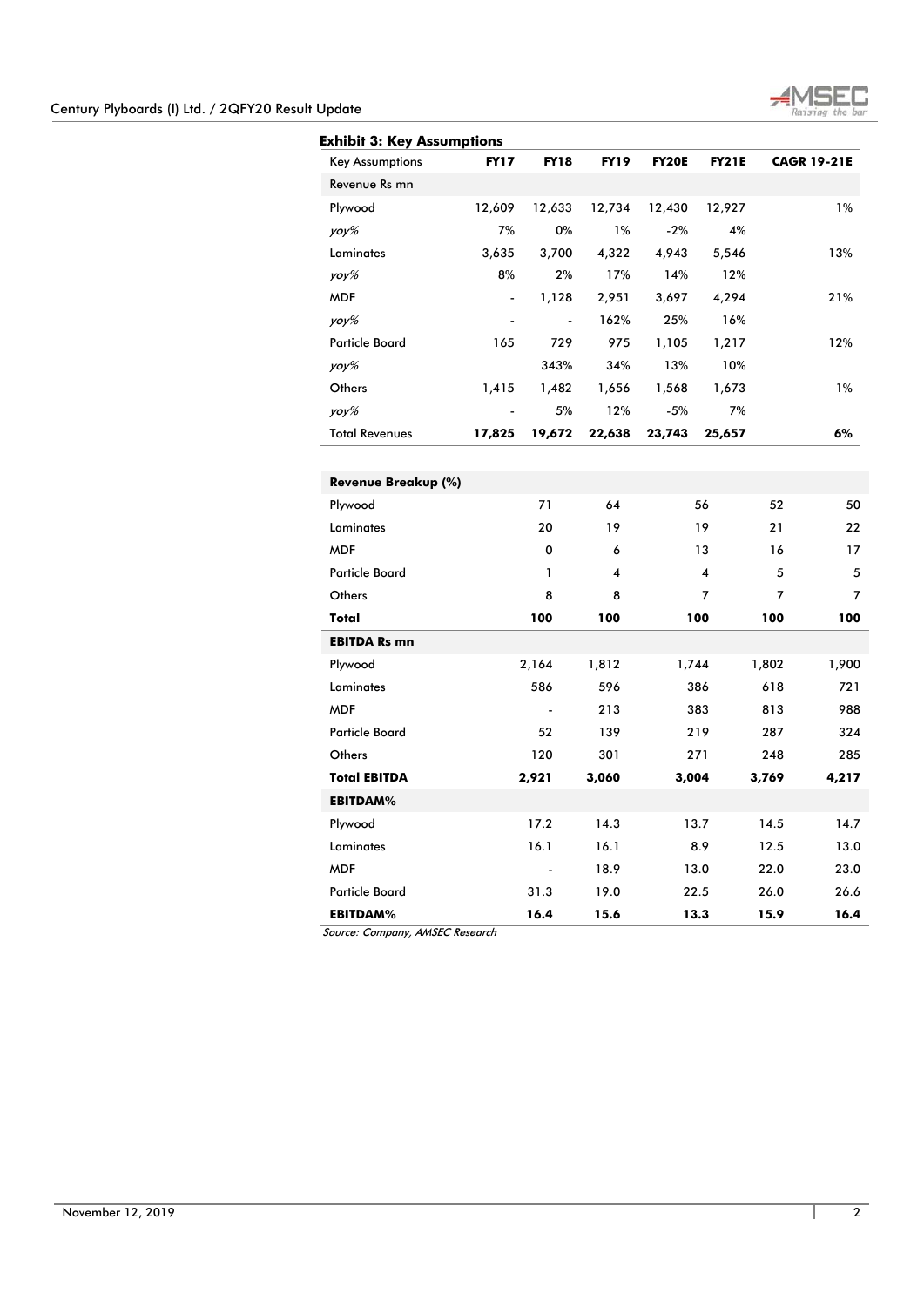**Exhibit 3: Key Assumptions**

| Key Assumptions | FY17 | FY18 | FY19 | FY20E | FY21E | CAGR 19-21E |
|---|---|---|---|---|---|---|
| Revenue Rs mn | | | | | | |
| Plywood | 12,609 | 12,633 | 12,734 | 12,430 | 12,927 | 1% |
| *yoy%* | 7% | 0% | 1% | -2% | 4% | |
| Laminates | 3,635 | 3,700 | 4,322 | 4,943 | 5,546 | 13% |
| *yoy%* | 8% | 2% | 17% | 14% | 12% | |
| MDF | - | 1,128 | 2,951 | 3,697 | 4,294 | 21% |
| *yoy%* | - | - | 162% | 25% | 16% | |
| Particle Board | 165 | 729 | 975 | 1,105 | 1,217 | 12% |
| *yoy%* | | 343% | 34% | 13% | 10% | |
| Others | 1,415 | 1,482 | 1,656 | 1,568 | 1,673 | 1% |
| *yoy%* | - | 5% | 12% | -5% | 7% | |
| **Total Revenues** | **17,825** | **19,672** | **22,638** | **23,743** | **25,657** | **6%** |
| | | | | | | |
| **Revenue Breakup (%)** | | | | | | |
| Plywood | 71 | 64 | 56 | 52 | 50 | |
| Laminates | 20 | 19 | 19 | 21 | 22 | |
| MDF | 0 | 6 | 13 | 16 | 17 | |
| Particle Board | 1 | 4 | 4 | 5 | 5 | |
| Others | 8 | 8 | 7 | 7 | 7 | |
| **Total** | **100** | **100** | **100** | **100** | **100** | |
| **EBITDA Rs mn** | | | | | | |
| Plywood | 2,164 | 1,812 | 1,744 | 1,802 | 1,900 | |
| Laminates | 586 | 596 | 386 | 618 | 721 | |
| MDF | - | 213 | 383 | 813 | 988 | |
| Particle Board | 52 | 139 | 219 | 287 | 324 | |
| Others | 120 | 301 | 271 | 248 | 285 | |
| **Total EBITDA** | **2,921** | **3,060** | **3,004** | **3,769** | **4,217** | |
| **EBITDAM%** | | | | | | |
| Plywood | 17.2 | 14.3 | 13.7 | 14.5 | 14.7 | |
| Laminates | 16.1 | 16.1 | 8.9 | 12.5 | 13.0 | |
| MDF | - | 18.9 | 13.0 | 22.0 | 23.0 | |
| Particle Board | 31.3 | 19.0 | 22.5 | 26.0 | 26.6 | |
| **EBITDAM%** | **16.4** | **15.6** | **13.3** | **15.9** | **16.4** | |

*Source: Company, AMSEC Research*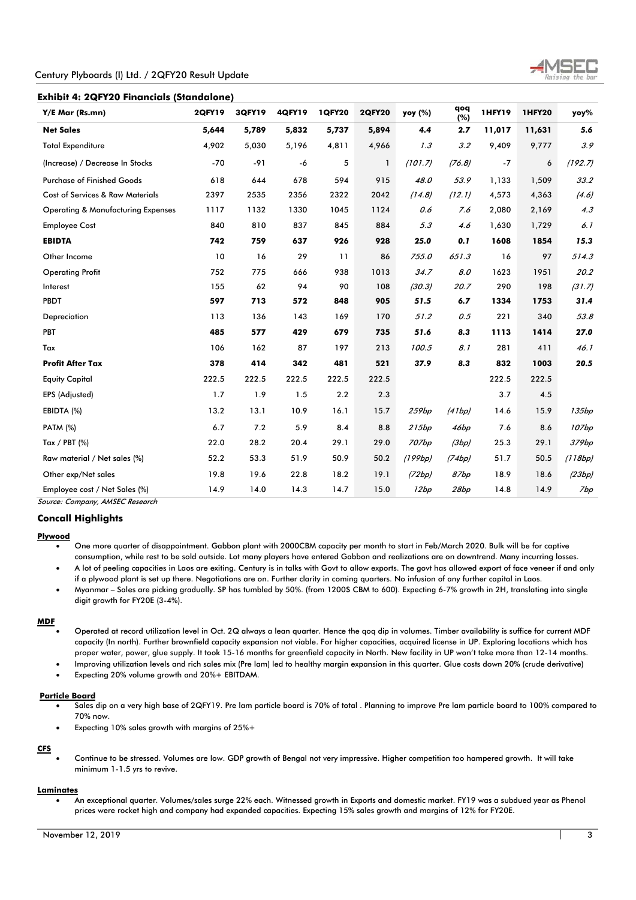### Exhibit 4: 2QFY20 Financials (Standalone)

| Y/E Mar (Rs.mn) | 2QFY19 | 3QFY19 | 4QFY19 | 1QFY20 | 2QFY20 | yoy (%) | qoq (%) | 1HFY19 | 1HFY20 | yoy% |
|---|---|---|---|---|---|---|---|---|---|---|
| **Net Sales** | **5,644** | **5,789** | **5,832** | **5,737** | **5,894** | ***4.4*** | **2.7** | **11,017** | **11,631** | ***5.6*** |
| Total Expenditure | 4,902 | 5,030 | 5,196 | 4,811 | 4,966 | *1.3* | *3.2* | 9,409 | 9,777 | *3.9* |
| (Increase) / Decrease In Stocks | -70 | -91 | -6 | 5 | 1 | *(101.7)* | *(76.8)* | -7 | 6 | *(192.7)* |
| Purchase of Finished Goods | 618 | 644 | 678 | 594 | 915 | *48.0* | *53.9* | 1,133 | 1,509 | *33.2* |
| Cost of Services & Raw Materials | 2397 | 2535 | 2356 | 2322 | 2042 | *(14.8)* | *(12.1)* | 4,573 | 4,363 | *(4.6)* |
| Operating & Manufacturing Expenses | 1117 | 1132 | 1330 | 1045 | 1124 | *0.6* | *7.6* | 2,080 | 2,169 | *4.3* |
| Employee Cost | 840 | 810 | 837 | 845 | 884 | *5.3* | *4.6* | 1,630 | 1,729 | *6.1* |
| **EBIDTA** | **742** | **759** | **637** | **926** | **928** | ***25.0*** | ***0.1*** | **1608** | **1854** | ***15.3*** |
| Other Income | 10 | 16 | 29 | 11 | 86 | *755.0* | *651.3* | 16 | 97 | *514.3* |
| Operating Profit | 752 | 775 | 666 | 938 | 1013 | *34.7* | *8.0* | 1623 | 1951 | *20.2* |
| Interest | 155 | 62 | 94 | 90 | 108 | *(30.3)* | *20.7* | 290 | 198 | *(31.7)* |
| PBDT | **597** | **713** | **572** | **848** | **905** | ***51.5*** | ***6.7*** | **1334** | **1753** | ***31.4*** |
| Depreciation | 113 | 136 | 143 | 169 | 170 | *51.2* | *0.5* | 221 | 340 | *53.8* |
| PBT | **485** | **577** | **429** | **679** | **735** | ***51.6*** | ***8.3*** | **1113** | **1414** | ***27.0*** |
| Tax | 106 | 162 | 87 | 197 | 213 | *100.5* | *8.1* | 281 | 411 | *46.1* |
| **Profit After Tax** | **378** | **414** | **342** | **481** | **521** | ***37.9*** | ***8.3*** | **832** | **1003** | ***20.5*** |
| Equity Capital | 222.5 | 222.5 | 222.5 | 222.5 | 222.5 | | | 222.5 | 222.5 | |
| EPS (Adjusted) | 1.7 | 1.9 | 1.5 | 2.2 | 2.3 | | | 3.7 | 4.5 | |
| EBIDTA (%) | 13.2 | 13.1 | 10.9 | 16.1 | 15.7 | *259bp* | *(41bp)* | 14.6 | 15.9 | *135bp* |
| PATM (%) | 6.7 | 7.2 | 5.9 | 8.4 | 8.8 | *215bp* | *46bp* | 7.6 | 8.6 | *107bp* |
| Tax / PBT (%) | 22.0 | 28.2 | 20.4 | 29.1 | 29.0 | *707bp* | *(3bp)* | 25.3 | 29.1 | *379bp* |
| Raw material / Net sales (%) | 52.2 | 53.3 | 51.9 | 50.9 | 50.2 | *(199bp)* | *(74bp)* | 51.7 | 50.5 | *(118bp)* |
| Other exp/Net sales | 19.8 | 19.6 | 22.8 | 18.2 | 19.1 | *(72bp)* | *87bp* | 18.9 | 18.6 | *(23bp)* |
| Employee cost / Net Sales (%) | 14.9 | 14.0 | 14.3 | 14.7 | 15.0 | *12bp* | *28bp* | 14.8 | 14.9 | *7bp* |

*Source: Company, AMSEC Research*

## Concall Highlights

**Plywood**

- One more quarter of disappointment. Gabbon plant with 2000CBM capacity per month to start in Feb/March 2020. Bulk will be for captive consumption, while rest to be sold outside. Lot many players have entered Gabbon and realizations are on downtrend. Many incurring losses.
- A lot of peeling capacities in Laos are exiting. Century is in talks with Govt to allow exports. The govt has allowed export of face veneer if and only if a plywood plant is set up there. Negotiations are on. Further clarity in coming quarters. No infusion of any further capital in Laos.
- Myanmar – Sales are picking gradually. SP has tumbled by 50%. (from 1200$ CBM to 600). Expecting 6-7% growth in 2H, translating into single digit growth for FY20E (3-4%).

**MDF**

- Operated at record utilization level in Oct. 2Q always a lean quarter. Hence the qoq dip in volumes. Timber availability is suffice for current MDF capacity (In north). Further brownfield capacity expansion not viable. For higher capacities, acquired license in UP. Exploring locations which has proper water, power, glue supply. It took 15-16 months for greenfield capacity in North. New facility in UP won't take more than 12-14 months.
- Improving utilization levels and rich sales mix (Pre lam) led to healthy margin expansion in this quarter. Glue costs down 20% (crude derivative)
- Expecting 20% volume growth and 20%+ EBITDAM.

**Particle Board**

- Sales dip on a very high base of 2QFY19. Pre lam particle board is 70% of total . Planning to improve Pre lam particle board to 100% compared to 70% now.
- Expecting 10% sales growth with margins of 25%+

**CFS**

- Continue to be stressed. Volumes are low. GDP growth of Bengal not very impressive. Higher competition too hampered growth. It will take minimum 1-1.5 yrs to revive.

**Laminates**

- An exceptional quarter. Volumes/sales surge 22% each. Witnessed growth in Exports and domestic market. FY19 was a subdued year as Phenol prices were rocket high and company had expanded capacities. Expecting 15% sales growth and margins of 12% for FY20E.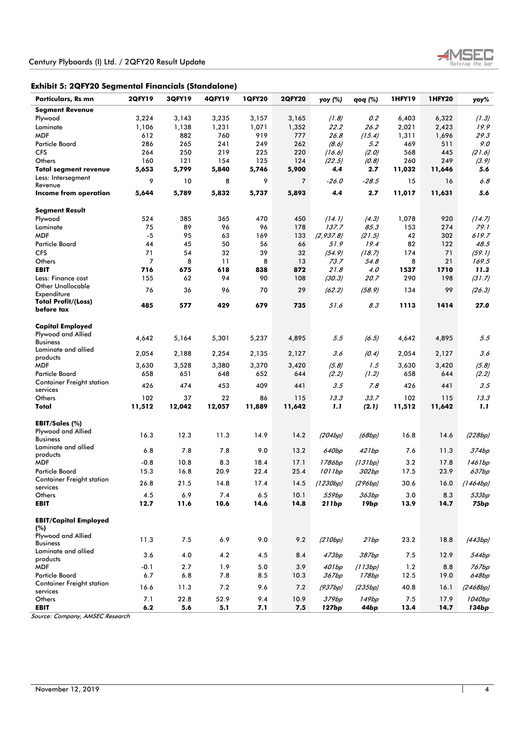### Exhibit 5: 2QFY20 Segmental Financials (Standalone)

| Particulars, Rs mn | 2QFY19 | 3QFY19 | 4QFY19 | 1QFY20 | 2QFY20 | yoy (%) | qoq (%) | 1HFY19 | 1HFY20 | yoy% |
|---|---|---|---|---|---|---|---|---|---|---|
| **Segment Revenue** | | | | | | | | | | |
| Plywood | 3,224 | 3,143 | 3,235 | 3,157 | 3,165 | *(1.8)* | *0.2* | 6,403 | 6,322 | *(1.3)* |
| Laminate | 1,106 | 1,138 | 1,231 | 1,071 | 1,352 | *22.2* | *26.2* | 2,021 | 2,423 | *19.9* |
| MDF | 612 | 882 | 760 | 919 | 777 | *26.8* | *(15.4)* | 1,311 | 1,696 | *29.3* |
| Particle Board | 286 | 265 | 241 | 249 | 262 | *(8.6)* | *5.2* | 469 | 511 | *9.0* |
| CFS | 264 | 250 | 219 | 225 | 220 | *(16.6)* | *(2.0)* | 568 | 445 | *(21.6)* |
| Others | 160 | 121 | 154 | 125 | 124 | *(22.5)* | *(0.8)* | 260 | 249 | *(3.9)* |
| **Total segment revenue** | **5,653** | **5,799** | **5,840** | **5,746** | **5,900** | ***4.4*** | ***2.7*** | **11,032** | **11,646** | ***5.6*** |
| Less: Intersegment Revenue | 9 | 10 | 8 | 9 | 7 | *-26.0* | *-28.5* | 15 | 16 | *6.8* |
| **Income from operation** | **5,644** | **5,789** | **5,832** | **5,737** | **5,893** | ***4.4*** | ***2.7*** | **11,017** | **11,631** | ***5.6*** |
| | | | | | | | | | | |
| **Segment Result** | | | | | | | | | | |
| Plywood | 524 | 385 | 365 | 470 | 450 | *(14.1)* | *(4.3)* | 1,078 | 920 | *(14.7)* |
| Laminate | 75 | 89 | 96 | 96 | 178 | *137.7* | *85.3* | 153 | 274 | *79.1* |
| MDF | -5 | 95 | 63 | 169 | 133 | *(2,937.8)* | *(21.5)* | 42 | 302 | *619.7* |
| Particle Board | 44 | 45 | 50 | 56 | 66 | *51.9* | *19.4* | 82 | 122 | *48.5* |
| CFS | 71 | 54 | 32 | 39 | 32 | *(54.9)* | *(18.7)* | 174 | 71 | *(59.1)* |
| Others | 7 | 8 | 11 | 8 | 13 | *73.7* | *54.8* | 8 | 21 | *169.5* |
| **EBIT** | **716** | **675** | **618** | **838** | **872** | ***21.8*** | ***4.0*** | **1537** | **1710** | ***11.3*** |
| Less: Finance cost | 155 | 62 | 94 | 90 | 108 | *(30.3)* | *20.7* | 290 | 198 | *(31.7)* |
| Other Unallocable Expenditure | 76 | 36 | 96 | 70 | 29 | *(62.2)* | *(58.9)* | 134 | 99 | *(26.3)* |
| **Total Profit/(Loss) before tax** | **485** | **577** | **429** | **679** | **735** | *51.6* | *8.3* | **1113** | **1414** | ***27.0*** |
| | | | | | | | | | | |
| **Capital Employed** | | | | | | | | | | |
| Plywood and Allied Business | 4,642 | 5,164 | 5,301 | 5,237 | 4,895 | *5.5* | *(6.5)* | 4,642 | 4,895 | *5.5* |
| Laminate and allied products | 2,054 | 2,188 | 2,254 | 2,135 | 2,127 | *3.6* | *(0.4)* | 2,054 | 2,127 | *3.6* |
| MDF | 3,630 | 3,528 | 3,380 | 3,370 | 3,420 | *(5.8)* | *1.5* | 3,630 | 3,420 | *(5.8)* |
| Particle Board | 658 | 651 | 648 | 652 | 644 | *(2.2)* | *(1.2)* | 658 | 644 | *(2.2)* |
| Container Freight station services | 426 | 474 | 453 | 409 | 441 | *3.5* | *7.8* | 426 | 441 | *3.5* |
| Others | 102 | 37 | 22 | 86 | 115 | *13.3* | *33.7* | 102 | 115 | *13.3* |
| **Total** | **11,512** | **12,042** | **12,057** | **11,889** | **11,642** | ***1.1*** | ***(2.1)*** | **11,512** | **11,642** | ***1.1*** |
| | | | | | | | | | | |
| **EBIT/Sales (%)** | | | | | | | | | | |
| Plywood and Allied Business | 16.3 | 12.3 | 11.3 | 14.9 | 14.2 | *(204bp)* | *(68bp)* | 16.8 | 14.6 | *(228bp)* |
| Laminate and allied products | 6.8 | 7.8 | 7.8 | 9.0 | 13.2 | *640bp* | *421bp* | 7.6 | 11.3 | *374bp* |
| MDF | -0.8 | 10.8 | 8.3 | 18.4 | 17.1 | *1786bp* | *(131bp)* | 3.2 | 17.8 | *1461bp* |
| Particle Board | 15.3 | 16.8 | 20.9 | 22.4 | 25.4 | *1011bp* | *302bp* | 17.5 | 23.9 | *637bp* |
| Container Freight station services | 26.8 | 21.5 | 14.8 | 17.4 | 14.5 | *(1230bp)* | *(296bp)* | 30.6 | 16.0 | *(1464bp)* |
| Others | 4.5 | 6.9 | 7.4 | 6.5 | 10.1 | *559bp* | *363bp* | 3.0 | 8.3 | *533bp* |
| **EBIT** | **12.7** | **11.6** | **10.6** | **14.6** | **14.8** | ***211bp*** | ***19bp*** | **13.9** | **14.7** | ***75bp*** |
| | | | | | | | | | | |
| **EBIT/Capital Employed (%)** | | | | | | | | | | |
| Plywood and Allied Business | 11.3 | 7.5 | 6.9 | 9.0 | 9.2 | *(210bp)* | *21bp* | 23.2 | 18.8 | *(443bp)* |
| Laminate and allied products | 3.6 | 4.0 | 4.2 | 4.5 | 8.4 | *473bp* | *387bp* | 7.5 | 12.9 | *544bp* |
| MDF | -0.1 | 2.7 | 1.9 | 5.0 | 3.9 | *401bp* | *(113bp)* | 1.2 | 8.8 | *767bp* |
| Particle Board | 6.7 | 6.8 | 7.8 | 8.5 | 10.3 | *367bp* | *178bp* | 12.5 | 19.0 | *648bp* |
| Container Freight station services | 16.6 | 11.3 | 7.2 | 9.6 | 7.2 | *(937bp)* | *(235bp)* | 40.8 | 16.1 | *(2468bp)* |
| Others | 7.1 | 22.8 | 52.9 | 9.4 | 10.9 | *379bp* | *149bp* | 7.5 | 17.9 | *1040bp* |
| **EBIT** | **6.2** | **5.6** | **5.1** | **7.1** | **7.5** | ***127bp*** | ***44bp*** | **13.4** | **14.7** | ***134bp*** |

*Source: Company, AMSEC Research*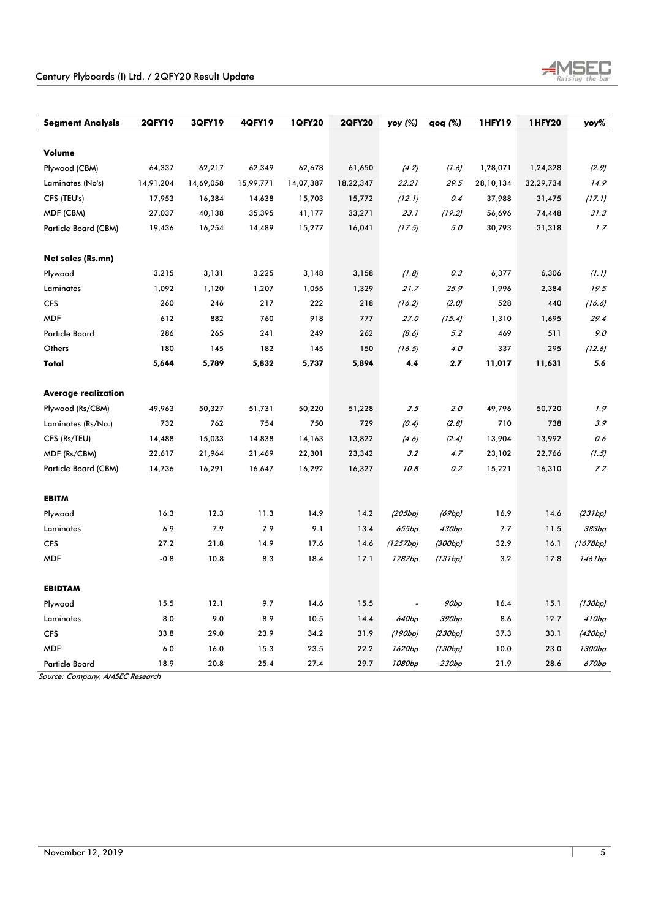| Segment Analysis | 2QFY19 | 3QFY19 | 4QFY19 | 1QFY20 | 2QFY20 | yoy (%) | qoq (%) | 1HFY19 | 1HFY20 | yoy% |
|---|---|---|---|---|---|---|---|---|---|---|
| **Volume** | | | | | | | | | | |
| Plywood (CBM) | 64,337 | 62,217 | 62,349 | 62,678 | 61,650 | *(4.2)* | *(1.6)* | 1,28,071 | 1,24,328 | *(2.9)* |
| Laminates (No's) | 14,91,204 | 14,69,058 | 15,99,771 | 14,07,387 | 18,22,347 | *22.21* | *29.5* | 28,10,134 | 32,29,734 | *14.9* |
| CFS (TEU's) | 17,953 | 16,384 | 14,638 | 15,703 | 15,772 | *(12.1)* | *0.4* | 37,988 | 31,475 | *(17.1)* |
| MDF (CBM) | 27,037 | 40,138 | 35,395 | 41,177 | 33,271 | *23.1* | *(19.2)* | 56,696 | 74,448 | *31.3* |
| Particle Board (CBM) | 19,436 | 16,254 | 14,489 | 15,277 | 16,041 | *(17.5)* | *5.0* | 30,793 | 31,318 | *1.7* |
| **Net sales (Rs.mn)** | | | | | | | | | | |
| Plywood | 3,215 | 3,131 | 3,225 | 3,148 | 3,158 | *(1.8)* | *0.3* | 6,377 | 6,306 | *(1.1)* |
| Laminates | 1,092 | 1,120 | 1,207 | 1,055 | 1,329 | *21.7* | *25.9* | 1,996 | 2,384 | *19.5* |
| CFS | 260 | 246 | 217 | 222 | 218 | *(16.2)* | *(2.0)* | 528 | 440 | *(16.6)* |
| MDF | 612 | 882 | 760 | 918 | 777 | *27.0* | *(15.4)* | 1,310 | 1,695 | *29.4* |
| Particle Board | 286 | 265 | 241 | 249 | 262 | *(8.6)* | *5.2* | 469 | 511 | *9.0* |
| Others | 180 | 145 | 182 | 145 | 150 | *(16.5)* | *4.0* | 337 | 295 | *(12.6)* |
| **Total** | **5,644** | **5,789** | **5,832** | **5,737** | **5,894** | **4.4** | **2.7** | **11,017** | **11,631** | **5.6** |
| **Average realization** | | | | | | | | | | |
| Plywood (Rs/CBM) | 49,963 | 50,327 | 51,731 | 50,220 | 51,228 | *2.5* | *2.0* | 49,796 | 50,720 | *1.9* |
| Laminates (Rs/No.) | 732 | 762 | 754 | 750 | 729 | *(0.4)* | *(2.8)* | 710 | 738 | *3.9* |
| CFS (Rs/TEU) | 14,488 | 15,033 | 14,838 | 14,163 | 13,822 | *(4.6)* | *(2.4)* | 13,904 | 13,992 | *0.6* |
| MDF (Rs/CBM) | 22,617 | 21,964 | 21,469 | 22,301 | 23,342 | *3.2* | *4.7* | 23,102 | 22,766 | *(1.5)* |
| Particle Board (CBM) | 14,736 | 16,291 | 16,647 | 16,292 | 16,327 | *10.8* | *0.2* | 15,221 | 16,310 | *7.2* |
| **EBITM** | | | | | | | | | | |
| Plywood | 16.3 | 12.3 | 11.3 | 14.9 | 14.2 | *(205bp)* | *(69bp)* | 16.9 | 14.6 | *(231bp)* |
| Laminates | 6.9 | 7.9 | 7.9 | 9.1 | 13.4 | *655bp* | *430bp* | 7.7 | 11.5 | *383bp* |
| CFS | 27.2 | 21.8 | 14.9 | 17.6 | 14.6 | *(1257bp)* | *(300bp)* | 32.9 | 16.1 | *(1678bp)* |
| MDF | -0.8 | 10.8 | 8.3 | 18.4 | 17.1 | *1787bp* | *(131bp)* | 3.2 | 17.8 | *1461bp* |
| **EBIDTAM** | | | | | | | | | | |
| Plywood | 15.5 | 12.1 | 9.7 | 14.6 | 15.5 | - | *90bp* | 16.4 | 15.1 | *(130bp)* |
| Laminates | 8.0 | 9.0 | 8.9 | 10.5 | 14.4 | *640bp* | *390bp* | 8.6 | 12.7 | *410bp* |
| CFS | 33.8 | 29.0 | 23.9 | 34.2 | 31.9 | *(190bp)* | *(230bp)* | 37.3 | 33.1 | *(420bp)* |
| MDF | 6.0 | 16.0 | 15.3 | 23.5 | 22.2 | *1620bp* | *(130bp)* | 10.0 | 23.0 | *1300bp* |
| Particle Board | 18.9 | 20.8 | 25.4 | 27.4 | 29.7 | *1080bp* | *230bp* | 21.9 | 28.6 | *670bp* |

*Source: Company, AMSEC Research*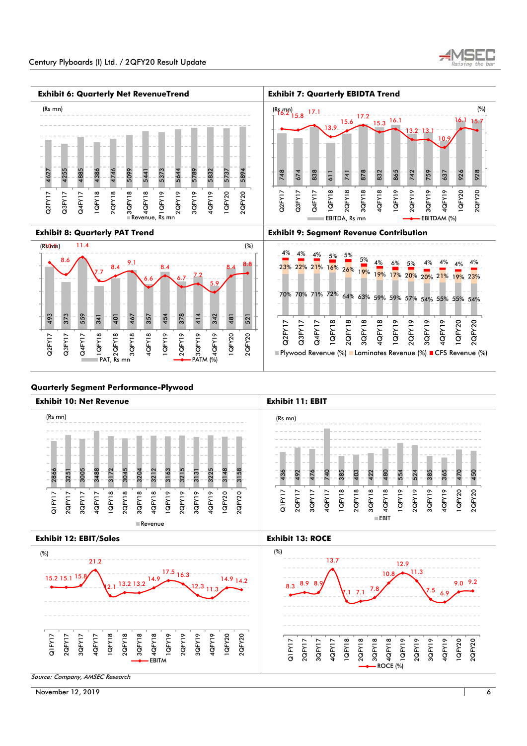### Exhibit 6: Quarterly Net RevenueTrend

(Rs mn)

| Quarter | Revenue, Rs mn |
|---|---|
| Q2FY17 | 4627 |
| Q3FY17 | 4255 |
| Q4FY17 | 4885 |
| 1QFY18 | 4386 |
| 2QFY18 | 4746 |
| 3QFY18 | 5099 |
| 4QFY18 | 5441 |
| 1QFY19 | 5373 |
| 2QFY19 | 5644 |
| 3QFY19 | 5789 |
| 4QFY19 | 5832 |
| 1QFY20 | 5737 |
| 2QFY20 | 5894 |

### Exhibit 7: Quarterly EBIDTA Trend

(Rs mn) (%)

| Quarter | EBITDA, Rs mn | EBITDAM (%) |
|---|---|---|
| Q2FY17 | 748 | 16.2 |
| Q3FY17 | 674 | 15.8 |
| Q4FY17 | 838 | 17.1 |
| 1QFY18 | 611 | 13.9 |
| 2QFY18 | 741 | 15.6 |
| 3QFY18 | 878 | 17.2 |
| 4QFY18 | 832 | 15.3 |
| 1QFY19 | 865 | 16.1 |
| 2QFY19 | 742 | 13.2 |
| 3QFY19 | 759 | 13.1 |
| 4QFY19 | 637 | 10.9 |
| 1QFY20 | 926 | 16.1 |
| 2QFY20 | 928 | 15.7 |

### Exhibit 8: Quarterly PAT Trend

(Rs mn) (%)

| Quarter | PAT, Rs mn | PATM (%) |
|---|---|---|
| Q2FY17 | 493 | 10.6 |
| Q3FY17 | 373 | 8.6 |
| Q4FY17 | 559 | 11.4 |
| 1QFY18 | 341 | 7.7 |
| 2QFY18 | 401 | 8.4 |
| 3QFY18 | 467 | 9.1 |
| 4QFY18 | 357 | 6.6 |
| 1QFY19 | 454 | 8.4 |
| 2QFY19 | 378 | 6.7 |
| 3QFY19 | 414 | 7.2 |
| 4QFY19 | 342 | 5.9 |
| 1QFY20 | 481 | 8.4 |
| 2QFY20 | 521 | 8.8 |

### Exhibit 9: Segment Revenue Contribution

| Quarter | Plywood Revenue (%) | Laminates Revenue (%) | CFS Revenue (%) |
|---|---|---|---|
| Q2FY17 | 70% | 23% | 4% |
| Q3FY17 | 70% | 22% | 4% |
| Q4FY17 | 71% | 21% | 4% |
| 1QFY18 | 72% | 16% | 5% |
| 2QFY18 | 64% | 26% | 5% |
| 3QFY18 | 63% | 19% | 5% |
| 4QFY18 | 59% | 19% | 4% |
| 1QFY19 | 59% | 17% | 6% |
| 2QFY19 | 57% | 20% | 5% |
| 3QFY19 | 54% | 20% | 4% |
| 4QFY19 | 55% | 21% | 4% |
| 1QFY20 | 55% | 19% | 4% |
| 2QFY20 | 54% | 23% | 4% |

## Quarterly Segment Performance-Plywood

### Exhibit 10: Net Revenue

(Rs mn)

| Quarter | Revenue |
|---|---|
| Q1FY17 | 2866 |
| 2QFY17 | 3251 |
| 3QFY17 | 3005 |
| 4QFY17 | 3488 |
| 1QFY18 | 3172 |
| 2QFY18 | 3045 |
| 3QFY18 | 3204 |
| 4QFY18 | 3212 |
| 1QFY19 | 3163 |
| 2QFY19 | 3215 |
| 3QFY19 | 3131 |
| 4QFY19 | 3225 |
| 1QFY20 | 3148 |
| 2QFY20 | 3158 |

### Exhibit 11: EBIT

(Rs mn)

| Quarter | EBIT |
|---|---|
| Q1FY17 | 436 |
| 2QFY17 | 492 |
| 3QFY17 | 476 |
| 4QFY17 | 740 |
| 1QFY18 | 385 |
| 2QFY18 | 403 |
| 3QFY18 | 422 |
| 4QFY18 | 480 |
| 1QFY19 | 554 |
| 2QFY19 | 524 |
| 3QFY19 | 385 |
| 4QFY19 | 365 |
| 1QFY20 | 470 |
| 2QFY20 | 450 |

### Exhibit 12: EBIT/Sales

(%)

| Quarter | EBITM |
|---|---|
| Q1FY17 | 15.2 |
| 2QFY17 | 15.1 |
| 3QFY17 | 15.8 |
| 4QFY17 | 21.2 |
| 1QFY18 | 12.1 |
| 2QFY18 | 13.2 |
| 3QFY18 | 13.2 |
| 4QFY18 | 14.9 |
| 1QFY19 | 17.5 |
| 2QFY19 | 16.3 |
| 3QFY19 | 12.3 |
| 4QFY19 | 11.3 |
| 1QFY20 | 14.9 |
| 2QFY20 | 14.2 |

### Exhibit 13: ROCE

(%)

| Quarter | ROCE (%) |
|---|---|
| Q1FY17 | 8.3 |
| 2QFY17 | 8.9 |
| 3QFY17 | 8.9 |
| 4QFY17 | 13.7 |
| 1QFY18 | 7.1 |
| 2QFY18 | 7.1 |
| 3QFY18 | 7.8 |
| 4QFY18 | 10.8 |
| 1QFY19 | 12.9 |
| 2QFY19 | 11.3 |
| 3QFY19 | 7.5 |
| 4QFY19 | 6.9 |
| 1QFY20 | 9.0 |
| 2QFY20 | 9.2 |

*Source: Company, AMSEC Research*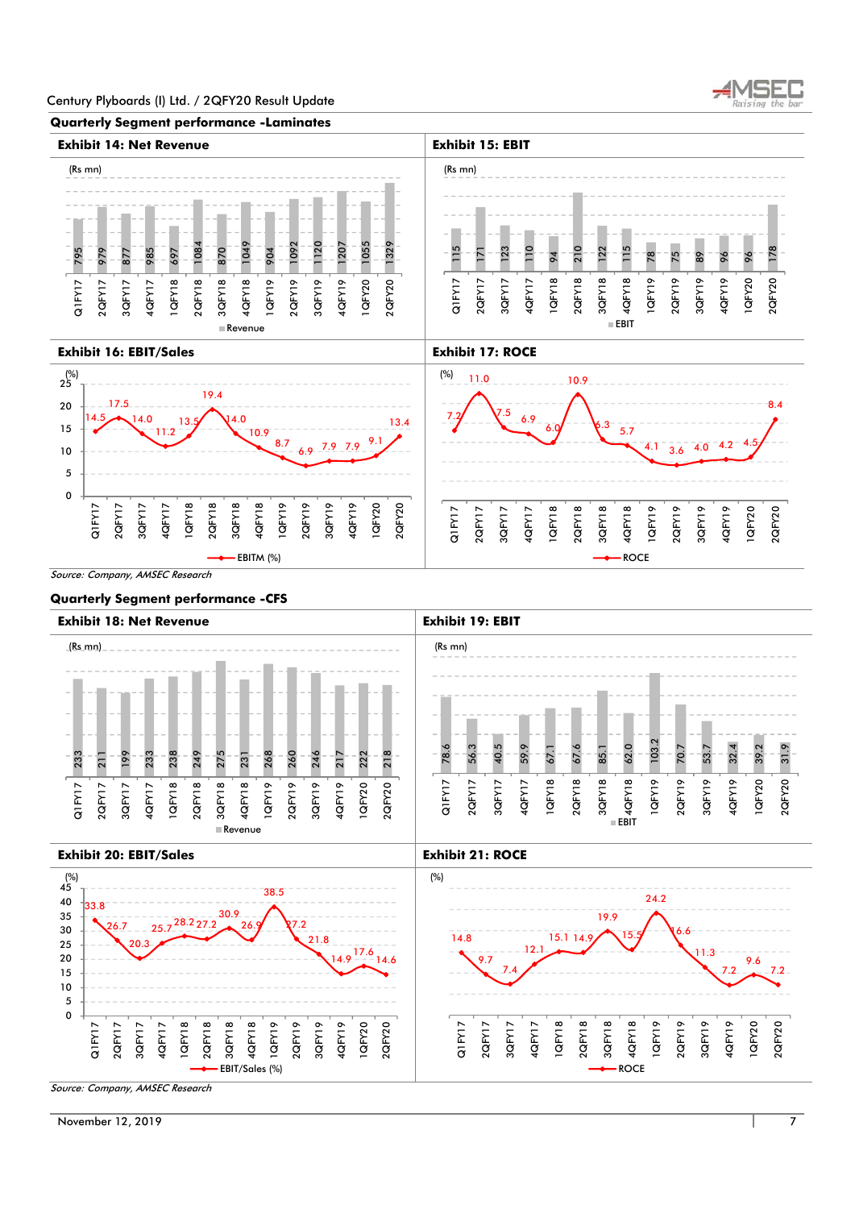### Quarterly Segment performance -Laminates

**Exhibit 14: Net Revenue**

(Rs mn)

| Quarter | Q1FY17 | 2QFY17 | 3QFY17 | 4QFY17 | 1QFY18 | 2QFY18 | 3QFY18 | 4QFY18 | 1QFY19 | 2QFY19 | 3QFY19 | 4QFY19 | 1QFY20 | 2QFY20 |
|---|---|---|---|---|---|---|---|---|---|---|---|---|---|---|
| Revenue | 795 | 979 | 877 | 985 | 697 | 1084 | 870 | 1049 | 904 | 1092 | 1120 | 1207 | 1055 | 1329 |

**Exhibit 15: EBIT**

(Rs mn)

| Quarter | Q1FY17 | 2QFY17 | 3QFY17 | 4QFY17 | 1QFY18 | 2QFY18 | 3QFY18 | 4QFY18 | 1QFY19 | 2QFY19 | 3QFY19 | 4QFY19 | 1QFY20 | 2QFY20 |
|---|---|---|---|---|---|---|---|---|---|---|---|---|---|---|
| EBIT | 115 | 171 | 123 | 110 | 94 | 210 | 122 | 115 | 78 | 75 | 89 | 96 | 96 | 178 |

**Exhibit 16: EBIT/Sales**

(%)

| Quarter | Q1FY17 | 2QFY17 | 3QFY17 | 4QFY17 | 1QFY18 | 2QFY18 | 3QFY18 | 4QFY18 | 1QFY19 | 2QFY19 | 3QFY19 | 4QFY19 | 1QFY20 | 2QFY20 |
|---|---|---|---|---|---|---|---|---|---|---|---|---|---|---|
| EBITM (%) | 14.5 | 17.5 | 14.0 | 11.2 | 13.5 | 19.4 | 14.0 | 10.9 | 8.7 | 6.9 | 7.9 | 7.9 | 9.1 | 13.4 |

**Exhibit 17: ROCE**

(%)

| Quarter | Q1FY17 | 2QFY17 | 3QFY17 | 4QFY17 | 1QFY18 | 2QFY18 | 3QFY18 | 4QFY18 | 1QFY19 | 2QFY19 | 3QFY19 | 4QFY19 | 1QFY20 | 2QFY20 |
|---|---|---|---|---|---|---|---|---|---|---|---|---|---|---|
| ROCE | 7.2 | 11.0 | 7.5 | 6.9 | 6.0 | 10.9 | 6.3 | 5.7 | 4.1 | 3.6 | 4.0 | 4.2 | 4.5 | 8.4 |

*Source: Company, AMSEC Research*

### Quarterly Segment performance -CFS

**Exhibit 18: Net Revenue**

(Rs mn)

| Quarter | Q1FY17 | 2QFY17 | 3QFY17 | 4QFY17 | 1QFY18 | 2QFY18 | 3QFY18 | 4QFY18 | 1QFY19 | 2QFY19 | 3QFY19 | 4QFY19 | 1QFY20 | 2QFY20 |
|---|---|---|---|---|---|---|---|---|---|---|---|---|---|---|
| Revenue | 233 | 211 | 199 | 233 | 238 | 249 | 275 | 231 | 268 | 260 | 246 | 217 | 222 | 218 |

**Exhibit 19: EBIT**

(Rs mn)

| Quarter | Q1FY17 | 2QFY17 | 3QFY17 | 4QFY17 | 1QFY18 | 2QFY18 | 3QFY18 | 4QFY18 | 1QFY19 | 2QFY19 | 3QFY19 | 4QFY19 | 1QFY20 | 2QFY20 |
|---|---|---|---|---|---|---|---|---|---|---|---|---|---|---|
| EBIT | 78.6 | 56.3 | 40.5 | 59.9 | 67.1 | 67.6 | 85.1 | 62.0 | 103.2 | 70.7 | 53.7 | 32.4 | 39.2 | 31.9 |

**Exhibit 20: EBIT/Sales**

(%)

| Quarter | Q1FY17 | 2QFY17 | 3QFY17 | 4QFY17 | 1QFY18 | 2QFY18 | 3QFY18 | 4QFY18 | 1QFY19 | 2QFY19 | 3QFY19 | 4QFY19 | 1QFY20 | 2QFY20 |
|---|---|---|---|---|---|---|---|---|---|---|---|---|---|---|
| EBIT/Sales (%) | 33.8 | 26.7 | 20.3 | 25.7 | 28.2 | 27.2 | 30.9 | 26.9 | 38.5 | 27.2 | 21.8 | 14.9 | 17.6 | 14.6 |

**Exhibit 21: ROCE**

(%)

| Quarter | Q1FY17 | 2QFY17 | 3QFY17 | 4QFY17 | 1QFY18 | 2QFY18 | 3QFY18 | 4QFY18 | 1QFY19 | 2QFY19 | 3QFY19 | 4QFY19 | 1QFY20 | 2QFY20 |
|---|---|---|---|---|---|---|---|---|---|---|---|---|---|---|
| ROCE | 14.8 | 9.7 | 7.4 | 12.1 | 15.1 | 14.9 | 19.9 | 15.5 | 24.2 | 16.6 | 11.3 | 7.2 | 9.6 | 7.2 |

*Source: Company, AMSEC Research*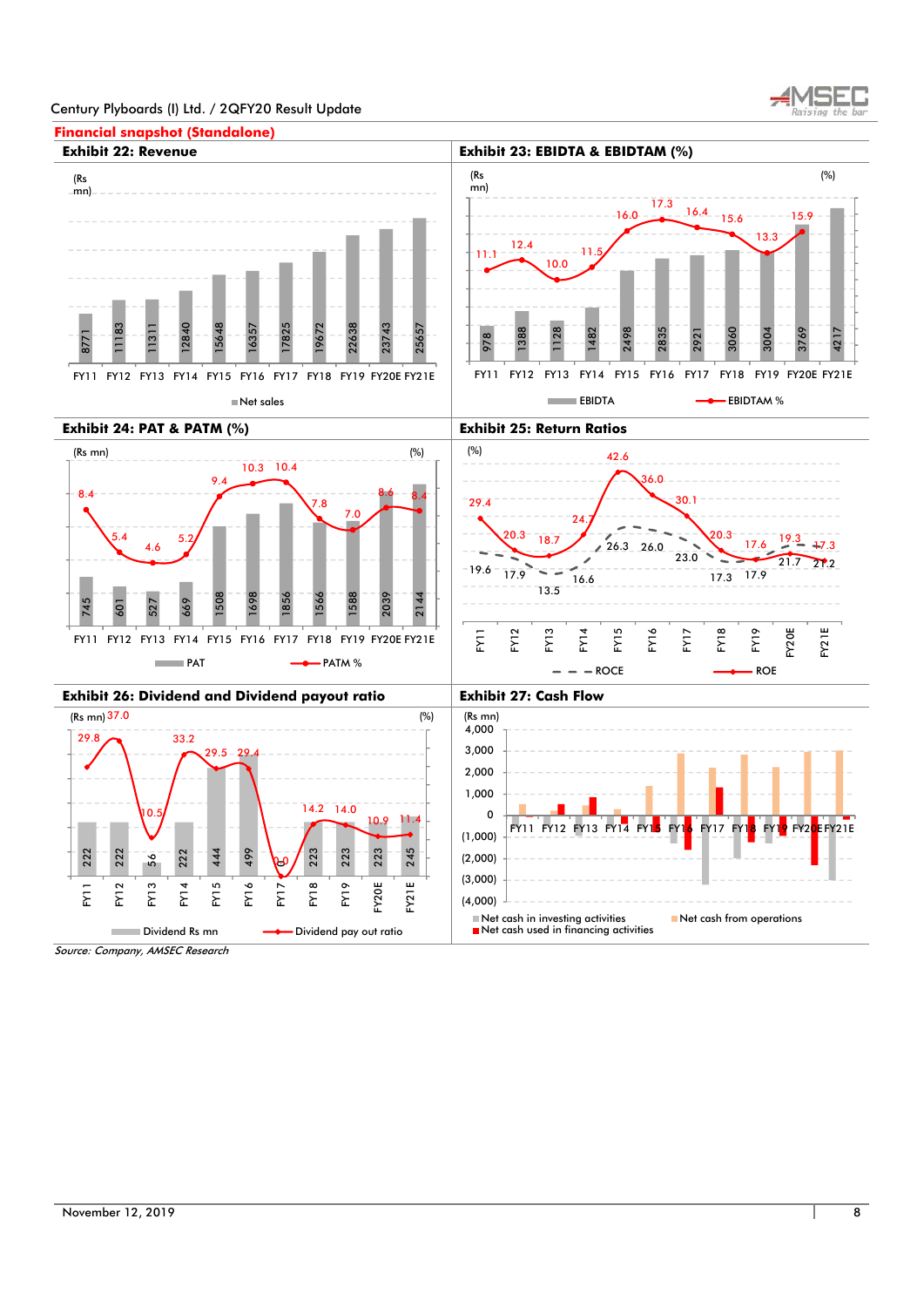## Financial snapshot (Standalone)

### Exhibit 22: Revenue

(Rs mn)

| | FY11 | FY12 | FY13 | FY14 | FY15 | FY16 | FY17 | FY18 | FY19 | FY20E | FY21E |
|---|---|---|---|---|---|---|---|---|---|---|---|
| Net sales | 8771 | 11183 | 11311 | 12840 | 15648 | 16357 | 17825 | 19672 | 22638 | 23743 | 25657 |

### Exhibit 23: EBIDTA & EBIDTAM (%)

| | FY11 | FY12 | FY13 | FY14 | FY15 | FY16 | FY17 | FY18 | FY19 | FY20E | FY21E |
|---|---|---|---|---|---|---|---|---|---|---|---|
| EBIDTA (Rs mn) | 978 | 1388 | 1128 | 1482 | 2498 | 2835 | 2921 | 3060 | 3004 | 3769 | 4217 |
| EBIDTAM % | 11.1 | 12.4 | 10.0 | 11.5 | 16.0 | 17.3 | 16.4 | 15.6 | 13.3 | 15.9 | |

### Exhibit 24: PAT & PATM (%)

| | FY11 | FY12 | FY13 | FY14 | FY15 | FY16 | FY17 | FY18 | FY19 | FY20E | FY21E |
|---|---|---|---|---|---|---|---|---|---|---|---|
| PAT (Rs mn) | 745 | 601 | 527 | 669 | 1508 | 1698 | 1856 | 1566 | 1588 | 2039 | 2144 |
| PATM % | 8.4 | 5.4 | 4.6 | 5.2 | 9.4 | 10.3 | 10.4 | 7.8 | 7.0 | 8.6 | 8.4 |

### Exhibit 25: Return Ratios

(%)

| | FY11 | FY12 | FY13 | FY14 | FY15 | FY16 | FY17 | FY18 | FY19 | FY20E | FY21E |
|---|---|---|---|---|---|---|---|---|---|---|---|
| ROCE | 19.6 | 17.9 | 13.5 | 16.6 | 26.3 | 26.0 | 23.0 | 17.3 | 17.9 | 21.7 | 21.2 |
| ROE | 29.4 | 20.3 | 18.7 | 24.7 | 42.6 | 36.0 | 30.1 | 20.3 | 17.6 | 19.3 | 17.3 |

### Exhibit 26: Dividend and Dividend payout ratio

| | FY11 | FY12 | FY13 | FY14 | FY15 | FY16 | FY17 | FY18 | FY19 | FY20E | FY21E |
|---|---|---|---|---|---|---|---|---|---|---|---|
| Dividend Rs mn | 222 | 222 | 56 | 222 | 444 | 499 | | 223 | 223 | 223 | 245 |
| Dividend pay out ratio (%) | 29.8 | 37.0 | 10.5 | 33.2 | 29.5 | 29.4 | 0.0 | 14.2 | 14.0 | 10.9 | 11.4 |

### Exhibit 27: Cash Flow

(Rs mn)

Series: Net cash in investing activities; Net cash from operations; Net cash used in financing activities (FY11 – FY21E)

*Source: Company, AMSEC Research*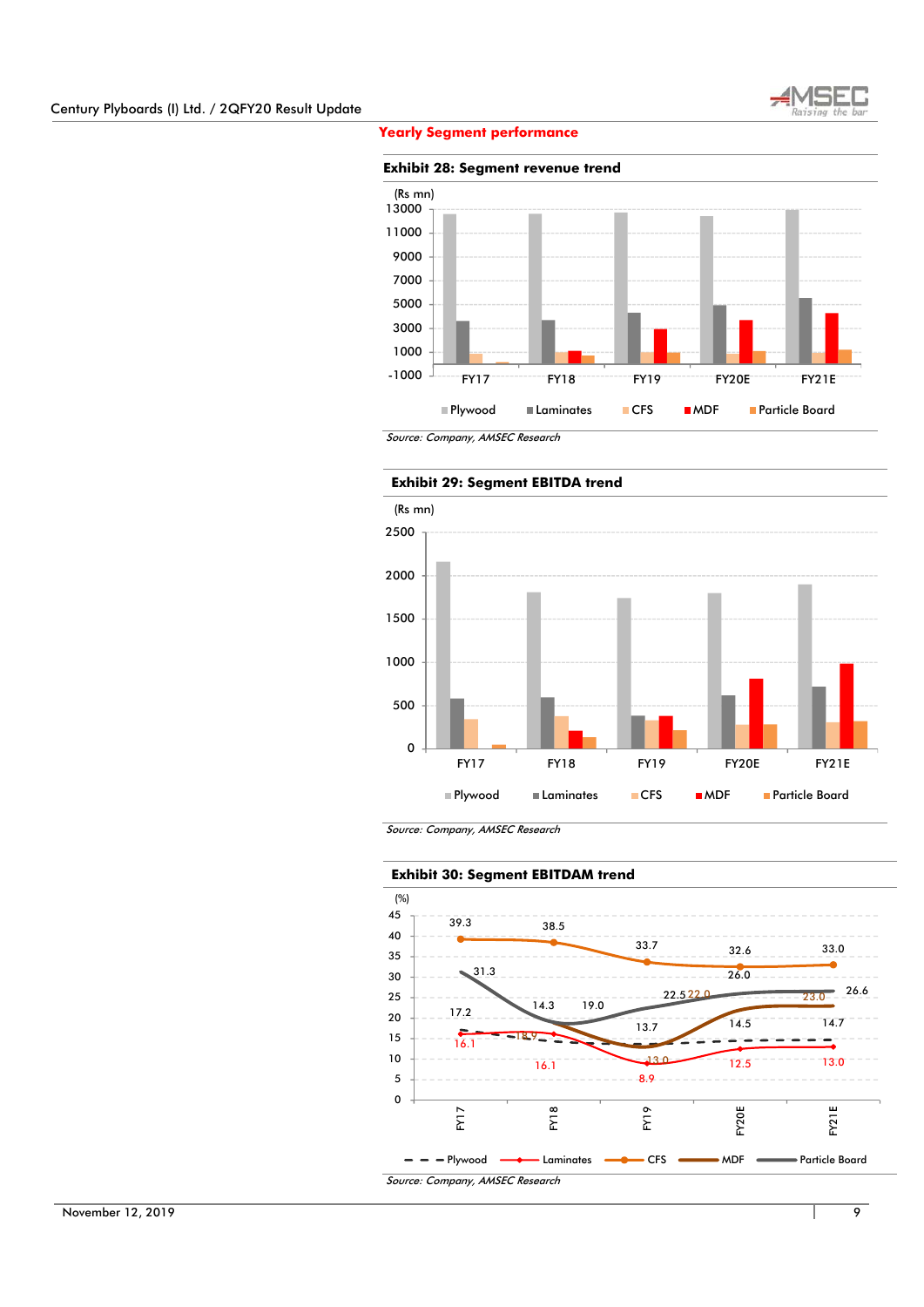## Yearly Segment performance

**Exhibit 28: Segment revenue trend**

(Rs mn)

Chart legend: Plywood, Laminates, CFS, MDF, Particle Board (FY17, FY18, FY19, FY20E, FY21E)

*Source: Company, AMSEC Research*

**Exhibit 29: Segment EBITDA trend**

(Rs mn)

Chart legend: Plywood, Laminates, CFS, MDF, Particle Board (FY17, FY18, FY19, FY20E, FY21E)

*Source: Company, AMSEC Research*

**Exhibit 30: Segment EBITDAM trend**

(%)

| | FY17 | FY18 | FY19 | FY20E | FY21E |
|---|---|---|---|---|---|
| Plywood | 17.2 | 15.9 | 13.7 | 14.5 | 14.7 |
| Laminates | 16.1 | 16.1 | 8.9 | 12.5 | 13.0 |
| CFS | 39.3 | 38.5 | 33.7 | 32.6 | 33.0 |
| MDF | | 19.0 | 13.0 | 22.0 | 23.0 |
| Particle Board | 31.3 | 14.3 | 22.5 | 26.0 | 26.6 |

*Source: Company, AMSEC Research*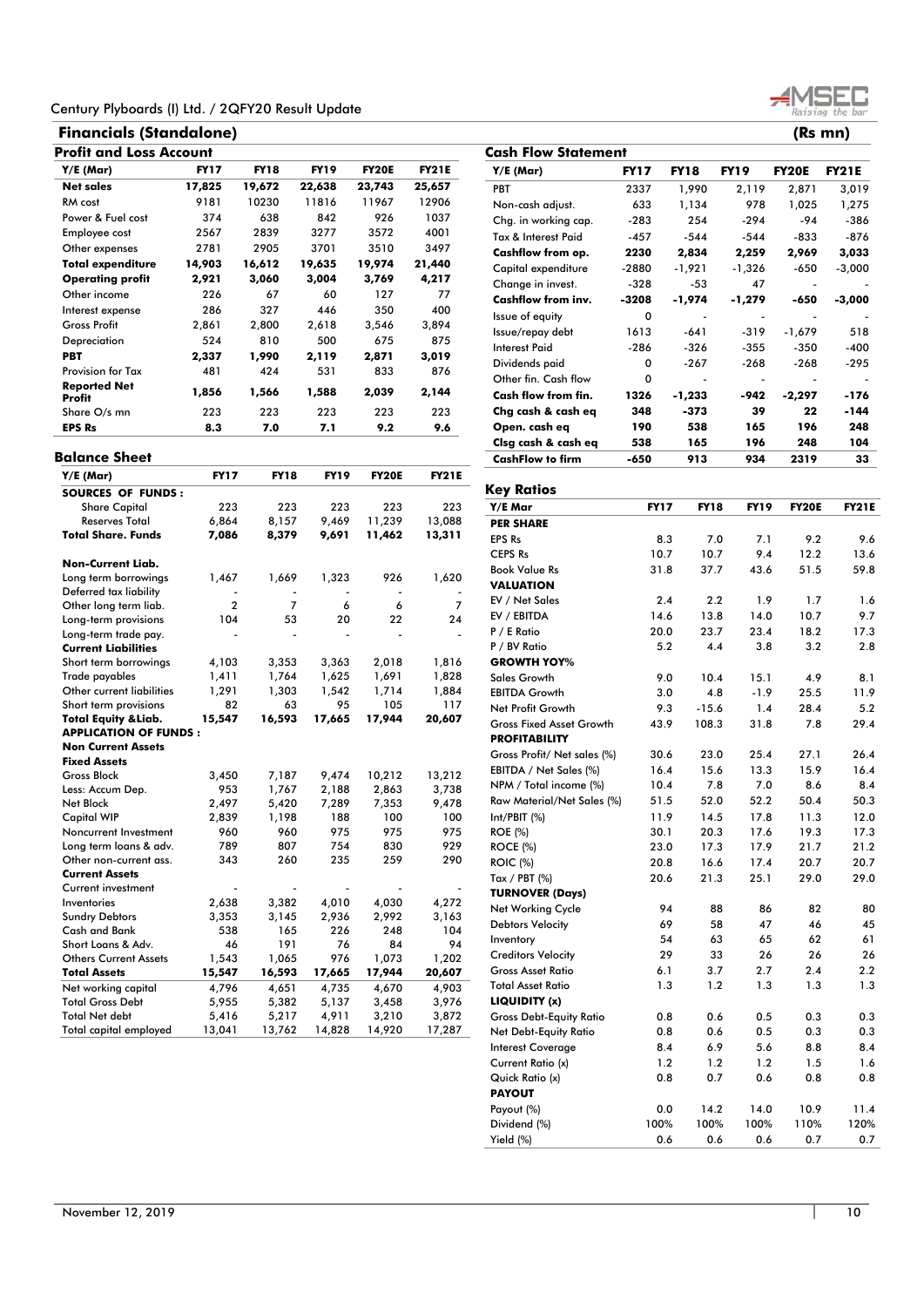## Financials (Standalone)

(Rs mn)

### Profit and Loss Account

| Y/E (Mar) | FY17 | FY18 | FY19 | FY20E | FY21E |
|---|---|---|---|---|---|
| **Net sales** | **17,825** | **19,672** | **22,638** | **23,743** | **25,657** |
| RM cost | 9181 | 10230 | 11816 | 11967 | 12906 |
| Power & Fuel cost | 374 | 638 | 842 | 926 | 1037 |
| Employee cost | 2567 | 2839 | 3277 | 3572 | 4001 |
| Other expenses | 2781 | 2905 | 3701 | 3510 | 3497 |
| **Total expenditure** | **14,903** | **16,612** | **19,635** | **19,974** | **21,440** |
| **Operating profit** | **2,921** | **3,060** | **3,004** | **3,769** | **4,217** |
| Other income | 226 | 67 | 60 | 127 | 77 |
| Interest expense | 286 | 327 | 446 | 350 | 400 |
| Gross Profit | 2,861 | 2,800 | 2,618 | 3,546 | 3,894 |
| Depreciation | 524 | 810 | 500 | 675 | 875 |
| **PBT** | **2,337** | **1,990** | **2,119** | **2,871** | **3,019** |
| Provision for Tax | 481 | 424 | 531 | 833 | 876 |
| **Reported Net Profit** | **1,856** | **1,566** | **1,588** | **2,039** | **2,144** |
| Share O/s mn | 223 | 223 | 223 | 223 | 223 |
| **EPS Rs** | **8.3** | **7.0** | **7.1** | **9.2** | **9.6** |

### Balance Sheet

| Y/E (Mar) | FY17 | FY18 | FY19 | FY20E | FY21E |
|---|---|---|---|---|---|
| **SOURCES OF FUNDS :** | | | | | |
| Share Capital | 223 | 223 | 223 | 223 | 223 |
| Reserves Total | 6,864 | 8,157 | 9,469 | 11,239 | 13,088 |
| **Total Share. Funds** | **7,086** | **8,379** | **9,691** | **11,462** | **13,311** |
| **Non-Current Liab.** | | | | | |
| Long term borrowings | 1,467 | 1,669 | 1,323 | 926 | 1,620 |
| Deferred tax liability | - | - | - | - | - |
| Other long term liab. | 2 | 7 | 6 | 6 | 7 |
| Long-term provisions | 104 | 53 | 20 | 22 | 24 |
| Long-term trade pay. | - | - | - | - | - |
| **Current Liabilities** | | | | | |
| Short term borrowings | 4,103 | 3,353 | 3,363 | 2,018 | 1,816 |
| Trade payables | 1,411 | 1,764 | 1,625 | 1,691 | 1,828 |
| Other current liabilities | 1,291 | 1,303 | 1,542 | 1,714 | 1,884 |
| Short term provisions | 82 | 63 | 95 | 105 | 117 |
| **Total Equity &Liab.** | **15,547** | **16,593** | **17,665** | **17,944** | **20,607** |
| **APPLICATION OF FUNDS :** | | | | | |
| **Non Current Assets** | | | | | |
| **Fixed Assets** | | | | | |
| Gross Block | 3,450 | 7,187 | 9,474 | 10,212 | 13,212 |
| Less: Accum Dep. | 953 | 1,767 | 2,188 | 2,863 | 3,738 |
| Net Block | 2,497 | 5,420 | 7,289 | 7,353 | 9,478 |
| Capital WIP | 2,839 | 1,198 | 188 | 100 | 100 |
| Noncurrent Investment | 960 | 960 | 975 | 975 | 975 |
| Long term loans & adv. | 789 | 807 | 754 | 830 | 929 |
| Other non-current ass. | 343 | 260 | 235 | 259 | 290 |
| **Current Assets** | | | | | |
| Current investment | - | - | - | - | - |
| Inventories | 2,638 | 3,382 | 4,010 | 4,030 | 4,272 |
| Sundry Debtors | 3,353 | 3,145 | 2,936 | 2,992 | 3,163 |
| Cash and Bank | 538 | 165 | 226 | 248 | 104 |
| Short Loans & Adv. | 46 | 191 | 76 | 84 | 94 |
| Others Current Assets | 1,543 | 1,065 | 976 | 1,073 | 1,202 |
| **Total Assets** | **15,547** | **16,593** | **17,665** | **17,944** | **20,607** |
| Net working capital | 4,796 | 4,651 | 4,735 | 4,670 | 4,903 |
| Total Gross Debt | 5,955 | 5,382 | 5,137 | 3,458 | 3,976 |
| Total Net debt | 5,416 | 5,217 | 4,911 | 3,210 | 3,872 |
| Total capital employed | 13,041 | 13,762 | 14,828 | 14,920 | 17,287 |

### Cash Flow Statement

| Y/E (Mar) | FY17 | FY18 | FY19 | FY20E | FY21E |
|---|---|---|---|---|---|
| PBT | 2337 | 1,990 | 2,119 | 2,871 | 3,019 |
| Non-cash adjust. | 633 | 1,134 | 978 | 1,025 | 1,275 |
| Chg. in working cap. | -283 | 254 | -294 | -94 | -386 |
| Tax & Interest Paid | -457 | -544 | -544 | -833 | -876 |
| **Cashflow from op.** | **2230** | **2,834** | **2,259** | **2,969** | **3,033** |
| Capital expenditure | -2880 | -1,921 | -1,326 | -650 | -3,000 |
| Change in invest. | -328 | -53 | 47 | - | - |
| **Cashflow from inv.** | **-3208** | **-1,974** | **-1,279** | **-650** | **-3,000** |
| Issue of equity | 0 | - | - | - | - |
| Issue/repay debt | 1613 | -641 | -319 | -1,679 | 518 |
| Interest Paid | -286 | -326 | -355 | -350 | -400 |
| Dividends paid | 0 | -267 | -268 | -268 | -295 |
| Other fin. Cash flow | 0 | - | - | - | - |
| **Cash flow from fin.** | **1326** | **-1,233** | **-942** | **-2,297** | **-176** |
| **Chg cash & cash eq** | **348** | **-373** | **39** | **22** | **-144** |
| **Open. cash eq** | **190** | **538** | **165** | **196** | **248** |
| **Clsg cash & cash eq** | **538** | **165** | **196** | **248** | **104** |
| **CashFlow to firm** | **-650** | **913** | **934** | **2319** | **33** |

### Key Ratios

| Y/E Mar | FY17 | FY18 | FY19 | FY20E | FY21E |
|---|---|---|---|---|---|
| **PER SHARE** | | | | | |
| EPS Rs | 8.3 | 7.0 | 7.1 | 9.2 | 9.6 |
| CEPS Rs | 10.7 | 10.7 | 9.4 | 12.2 | 13.6 |
| Book Value Rs | 31.8 | 37.7 | 43.6 | 51.5 | 59.8 |
| **VALUATION** | | | | | |
| EV / Net Sales | 2.4 | 2.2 | 1.9 | 1.7 | 1.6 |
| EV / EBITDA | 14.6 | 13.8 | 14.0 | 10.7 | 9.7 |
| P / E Ratio | 20.0 | 23.7 | 23.4 | 18.2 | 17.3 |
| P / BV Ratio | 5.2 | 4.4 | 3.8 | 3.2 | 2.8 |
| **GROWTH YOY%** | | | | | |
| Sales Growth | 9.0 | 10.4 | 15.1 | 4.9 | 8.1 |
| EBITDA Growth | 3.0 | 4.8 | -1.9 | 25.5 | 11.9 |
| Net Profit Growth | 9.3 | -15.6 | 1.4 | 28.4 | 5.2 |
| Gross Fixed Asset Growth | 43.9 | 108.3 | 31.8 | 7.8 | 29.4 |
| **PROFITABILITY** | | | | | |
| Gross Profit/ Net sales (%) | 30.6 | 23.0 | 25.4 | 27.1 | 26.4 |
| EBITDA / Net Sales (%) | 16.4 | 15.6 | 13.3 | 15.9 | 16.4 |
| NPM / Total income (%) | 10.4 | 7.8 | 7.0 | 8.6 | 8.4 |
| Raw Material/Net Sales (%) | 51.5 | 52.0 | 52.2 | 50.4 | 50.3 |
| Int/PBIT (%) | 11.9 | 14.5 | 17.8 | 11.3 | 12.0 |
| ROE (%) | 30.1 | 20.3 | 17.6 | 19.3 | 17.3 |
| ROCE (%) | 23.0 | 17.3 | 17.9 | 21.7 | 21.2 |
| ROIC (%) | 20.8 | 16.6 | 17.4 | 20.7 | 20.7 |
| Tax / PBT (%) | 20.6 | 21.3 | 25.1 | 29.0 | 29.0 |
| **TURNOVER (Days)** | | | | | |
| Net Working Cycle | 94 | 88 | 86 | 82 | 80 |
| Debtors Velocity | 69 | 58 | 47 | 46 | 45 |
| Inventory | 54 | 63 | 65 | 62 | 61 |
| Creditors Velocity | 29 | 33 | 26 | 26 | 26 |
| Gross Asset Ratio | 6.1 | 3.7 | 2.7 | 2.4 | 2.2 |
| Total Asset Ratio | 1.3 | 1.2 | 1.3 | 1.3 | 1.3 |
| **LIQUIDITY (x)** | | | | | |
| Gross Debt-Equity Ratio | 0.8 | 0.6 | 0.5 | 0.3 | 0.3 |
| Net Debt-Equity Ratio | 0.8 | 0.6 | 0.5 | 0.3 | 0.3 |
| Interest Coverage | 8.4 | 6.9 | 5.6 | 8.8 | 8.4 |
| Current Ratio (x) | 1.2 | 1.2 | 1.2 | 1.5 | 1.6 |
| Quick Ratio (x) | 0.8 | 0.7 | 0.6 | 0.8 | 0.8 |
| **PAYOUT** | | | | | |
| Payout (%) | 0.0 | 14.2 | 14.0 | 10.9 | 11.4 |
| Dividend (%) | 100% | 100% | 100% | 110% | 120% |
| Yield (%) | 0.6 | 0.6 | 0.6 | 0.7 | 0.7 |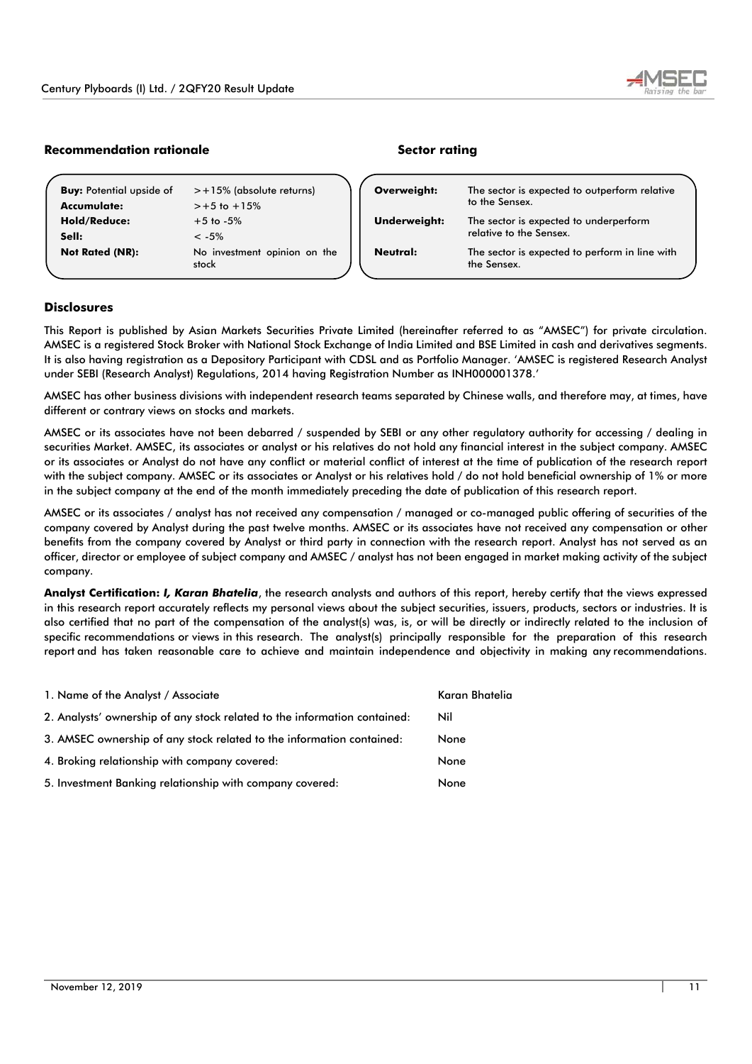### Recommendation rationale

| | |
|---|---|
| **Buy:** Potential upside of | >+15% (absolute returns) |
| **Accumulate:** | >+5 to +15% |
| **Hold/Reduce:** | +5 to -5% |
| **Sell:** | < -5% |
| **Not Rated (NR):** | No investment opinion on the stock |

### Sector rating

| | |
|---|---|
| **Overweight:** | The sector is expected to outperform relative to the Sensex. |
| **Underweight:** | The sector is expected to underperform relative to the Sensex. |
| **Neutral:** | The sector is expected to perform in line with the Sensex. |

### Disclosures

This Report is published by Asian Markets Securities Private Limited (hereinafter referred to as "AMSEC") for private circulation. AMSEC is a registered Stock Broker with National Stock Exchange of India Limited and BSE Limited in cash and derivatives segments. It is also having registration as a Depository Participant with CDSL and as Portfolio Manager. 'AMSEC is registered Research Analyst under SEBI (Research Analyst) Regulations, 2014 having Registration Number as INH000001378.'

AMSEC has other business divisions with independent research teams separated by Chinese walls, and therefore may, at times, have different or contrary views on stocks and markets.

AMSEC or its associates have not been debarred / suspended by SEBI or any other regulatory authority for accessing / dealing in securities Market. AMSEC, its associates or analyst or his relatives do not hold any financial interest in the subject company. AMSEC or its associates or Analyst do not have any conflict or material conflict of interest at the time of publication of the research report with the subject company. AMSEC or its associates or Analyst or his relatives hold / do not hold beneficial ownership of 1% or more in the subject company at the end of the month immediately preceding the date of publication of this research report.

AMSEC or its associates / analyst has not received any compensation / managed or co-managed public offering of securities of the company covered by Analyst during the past twelve months. AMSEC or its associates have not received any compensation or other benefits from the company covered by Analyst or third party in connection with the research report. Analyst has not served as an officer, director or employee of subject company and AMSEC / analyst has not been engaged in market making activity of the subject company.

**Analyst Certification:** ***I, Karan Bhatelia***, the research analysts and authors of this report, hereby certify that the views expressed in this research report accurately reflects my personal views about the subject securities, issuers, products, sectors or industries. It is also certified that no part of the compensation of the analyst(s) was, is, or will be directly or indirectly related to the inclusion of specific recommendations or views in this research. The analyst(s) principally responsible for the preparation of this research report and has taken reasonable care to achieve and maintain independence and objectivity in making any recommendations.

| | |
|---|---|
| 1. Name of the Analyst / Associate | Karan Bhatelia |
| 2. Analysts' ownership of any stock related to the information contained: | Nil |
| 3. AMSEC ownership of any stock related to the information contained: | None |
| 4. Broking relationship with company covered: | None |
| 5. Investment Banking relationship with company covered: | None |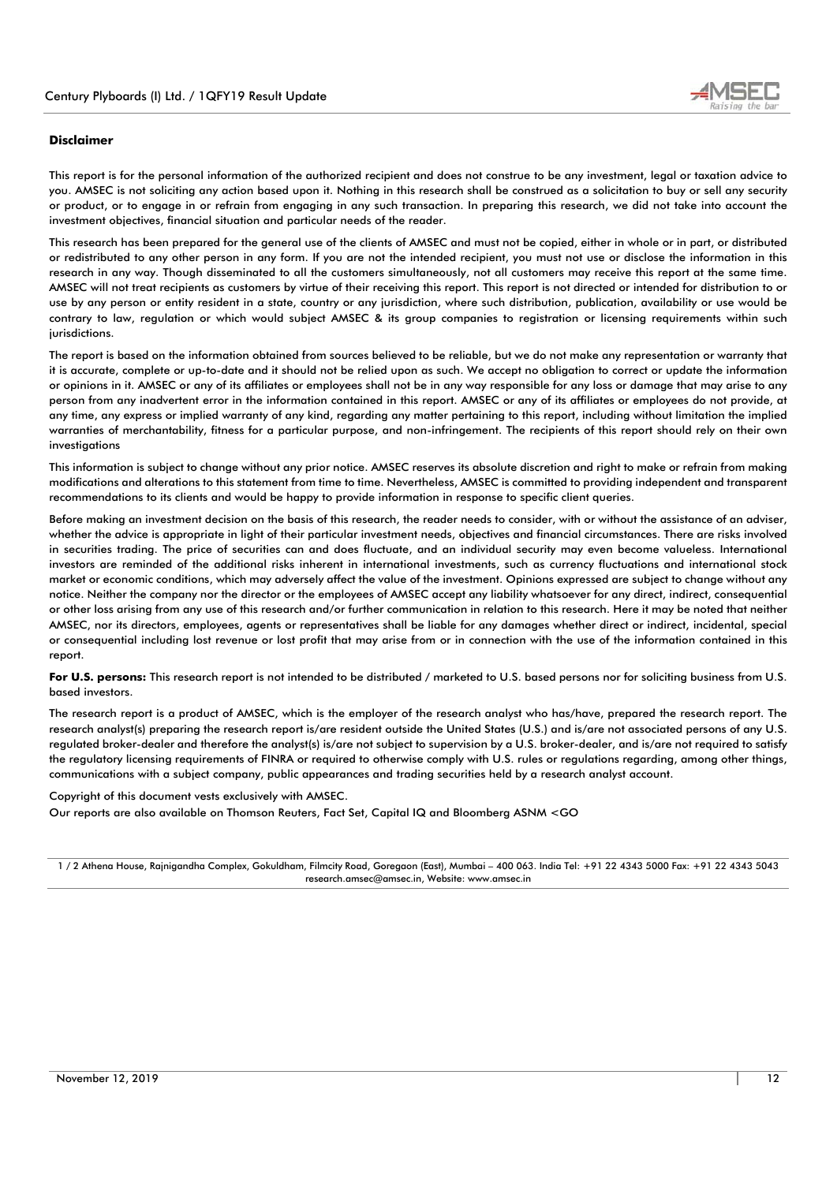## Disclaimer

This report is for the personal information of the authorized recipient and does not construe to be any investment, legal or taxation advice to you. AMSEC is not soliciting any action based upon it. Nothing in this research shall be construed as a solicitation to buy or sell any security or product, or to engage in or refrain from engaging in any such transaction. In preparing this research, we did not take into account the investment objectives, financial situation and particular needs of the reader.

This research has been prepared for the general use of the clients of AMSEC and must not be copied, either in whole or in part, or distributed or redistributed to any other person in any form. If you are not the intended recipient, you must not use or disclose the information in this research in any way. Though disseminated to all the customers simultaneously, not all customers may receive this report at the same time. AMSEC will not treat recipients as customers by virtue of their receiving this report. This report is not directed or intended for distribution to or use by any person or entity resident in a state, country or any jurisdiction, where such distribution, publication, availability or use would be contrary to law, regulation or which would subject AMSEC & its group companies to registration or licensing requirements within such jurisdictions.

The report is based on the information obtained from sources believed to be reliable, but we do not make any representation or warranty that it is accurate, complete or up-to-date and it should not be relied upon as such. We accept no obligation to correct or update the information or opinions in it. AMSEC or any of its affiliates or employees shall not be in any way responsible for any loss or damage that may arise to any person from any inadvertent error in the information contained in this report. AMSEC or any of its affiliates or employees do not provide, at any time, any express or implied warranty of any kind, regarding any matter pertaining to this report, including without limitation the implied warranties of merchantability, fitness for a particular purpose, and non-infringement. The recipients of this report should rely on their own investigations

This information is subject to change without any prior notice. AMSEC reserves its absolute discretion and right to make or refrain from making modifications and alterations to this statement from time to time. Nevertheless, AMSEC is committed to providing independent and transparent recommendations to its clients and would be happy to provide information in response to specific client queries.

Before making an investment decision on the basis of this research, the reader needs to consider, with or without the assistance of an adviser, whether the advice is appropriate in light of their particular investment needs, objectives and financial circumstances. There are risks involved in securities trading. The price of securities can and does fluctuate, and an individual security may even become valueless. International investors are reminded of the additional risks inherent in international investments, such as currency fluctuations and international stock market or economic conditions, which may adversely affect the value of the investment. Opinions expressed are subject to change without any notice. Neither the company nor the director or the employees of AMSEC accept any liability whatsoever for any direct, indirect, consequential or other loss arising from any use of this research and/or further communication in relation to this research. Here it may be noted that neither AMSEC, nor its directors, employees, agents or representatives shall be liable for any damages whether direct or indirect, incidental, special or consequential including lost revenue or lost profit that may arise from or in connection with the use of the information contained in this report.

**For U.S. persons:** This research report is not intended to be distributed / marketed to U.S. based persons nor for soliciting business from U.S. based investors.

The research report is a product of AMSEC, which is the employer of the research analyst who has/have, prepared the research report. The research analyst(s) preparing the research report is/are resident outside the United States (U.S.) and is/are not associated persons of any U.S. regulated broker-dealer and therefore the analyst(s) is/are not subject to supervision by a U.S. broker-dealer, and is/are not required to satisfy the regulatory licensing requirements of FINRA or required to otherwise comply with U.S. rules or regulations regarding, among other things, communications with a subject company, public appearances and trading securities held by a research analyst account.

Copyright of this document vests exclusively with AMSEC.

Our reports are also available on Thomson Reuters, Fact Set, Capital IQ and Bloomberg ASNM <GO

1 / 2 Athena House, Rajnigandha Complex, Gokuldham, Filmcity Road, Goregaon (East), Mumbai – 400 063. India Tel: +91 22 4343 5000 Fax: +91 22 4343 5043 research.amsec@amsec.in, Website: www.amsec.in